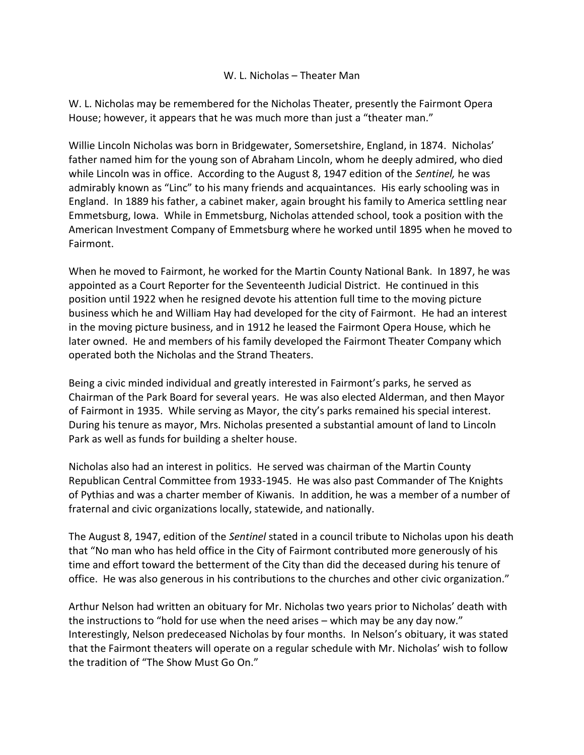# W. L. Nicholas – Theater Man

W. L. Nicholas may be remembered for the Nicholas Theater, presently the Fairmont Opera House; however, it appears that he was much more than just a "theater man."

Willie Lincoln Nicholas was born in Bridgewater, Somersetshire, England, in 1874. Nicholas' father named him for the young son of Abraham Lincoln, whom he deeply admired, who died while Lincoln was in office. According to the August 8, 1947 edition of the *Sentinel,* he was admirably known as "Linc" to his many friends and acquaintances. His early schooling was in England. In 1889 his father, a cabinet maker, again brought his family to America settling near Emmetsburg, Iowa. While in Emmetsburg, Nicholas attended school, took a position with the American Investment Company of Emmetsburg where he worked until 1895 when he moved to Fairmont.

When he moved to Fairmont, he worked for the Martin County National Bank. In 1897, he was appointed as a Court Reporter for the Seventeenth Judicial District. He continued in this position until 1922 when he resigned devote his attention full time to the moving picture business which he and William Hay had developed for the city of Fairmont. He had an interest in the moving picture business, and in 1912 he leased the Fairmont Opera House, which he later owned. He and members of his family developed the Fairmont Theater Company which operated both the Nicholas and the Strand Theaters.

Being a civic minded individual and greatly interested in Fairmont's parks, he served as Chairman of the Park Board for several years. He was also elected Alderman, and then Mayor of Fairmont in 1935. While serving as Mayor, the city's parks remained his special interest. During his tenure as mayor, Mrs. Nicholas presented a substantial amount of land to Lincoln Park as well as funds for building a shelter house.

Nicholas also had an interest in politics. He served was chairman of the Martin County Republican Central Committee from 1933-1945. He was also past Commander of The Knights of Pythias and was a charter member of Kiwanis. In addition, he was a member of a number of fraternal and civic organizations locally, statewide, and nationally.

The August 8, 1947, edition of the *Sentinel* stated in a council tribute to Nicholas upon his death that "No man who has held office in the City of Fairmont contributed more generously of his time and effort toward the betterment of the City than did the deceased during his tenure of office. He was also generous in his contributions to the churches and other civic organization."

Arthur Nelson had written an obituary for Mr. Nicholas two years prior to Nicholas' death with the instructions to "hold for use when the need arises – which may be any day now." Interestingly, Nelson predeceased Nicholas by four months. In Nelson's obituary, it was stated that the Fairmont theaters will operate on a regular schedule with Mr. Nicholas' wish to follow the tradition of "The Show Must Go On."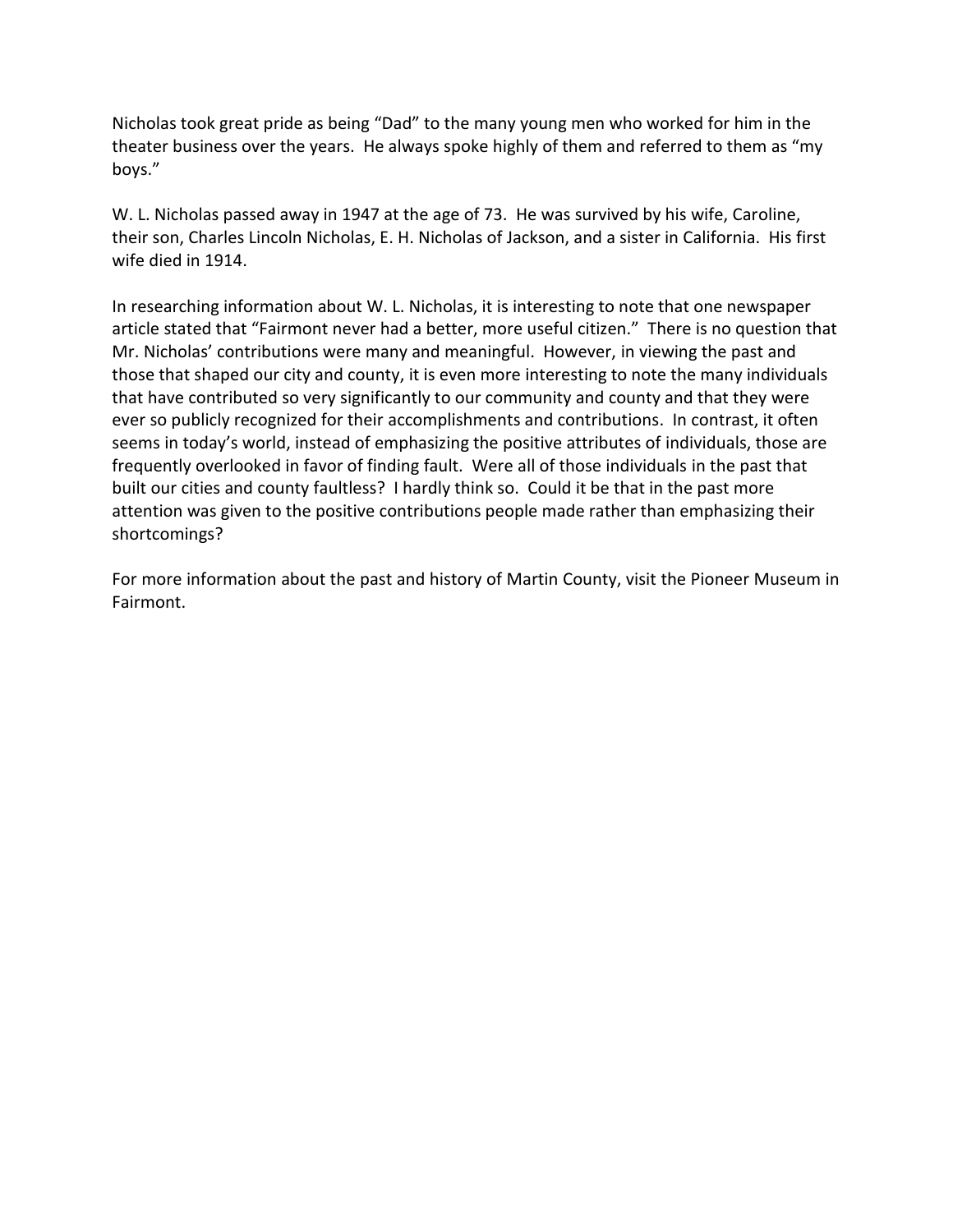Nicholas took great pride as being "Dad" to the many young men who worked for him in the theater business over the years. He always spoke highly of them and referred to them as "my boys."

W. L. Nicholas passed away in 1947 at the age of 73. He was survived by his wife, Caroline, their son, Charles Lincoln Nicholas, E. H. Nicholas of Jackson, and a sister in California. His first wife died in 1914.

In researching information about W. L. Nicholas, it is interesting to note that one newspaper article stated that "Fairmont never had a better, more useful citizen." There is no question that Mr. Nicholas' contributions were many and meaningful. However, in viewing the past and those that shaped our city and county, it is even more interesting to note the many individuals that have contributed so very significantly to our community and county and that they were ever so publicly recognized for their accomplishments and contributions. In contrast, it often seems in today's world, instead of emphasizing the positive attributes of individuals, those are frequently overlooked in favor of finding fault. Were all of those individuals in the past that built our cities and county faultless? I hardly think so. Could it be that in the past more attention was given to the positive contributions people made rather than emphasizing their shortcomings?

For more information about the past and history of Martin County, visit the Pioneer Museum in Fairmont.